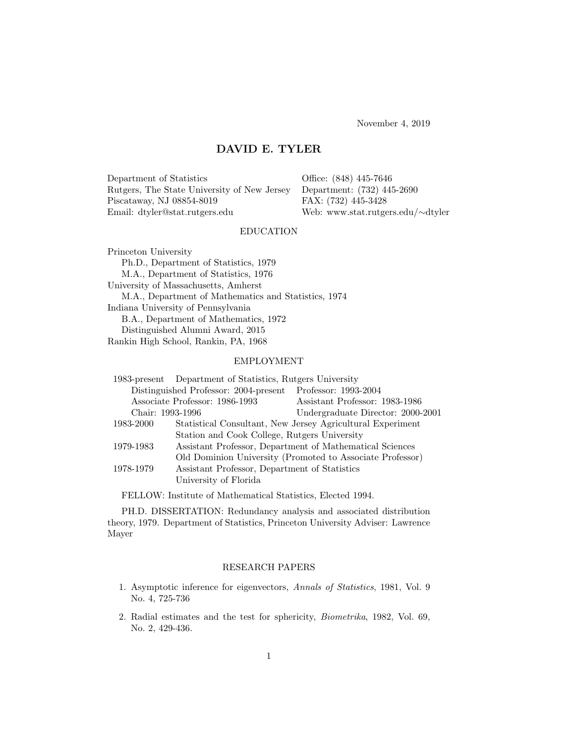November 4, 2019

# DAVID E. TYLER

Department of Statistics
Rutgers, The State University of New Jersey
Piscataway, NJ 08854-8019
Email: dtyler@stat.rutgers.edu

Office: (848) 445-7646
Department: (732) 445-2690
FAX: (732) 445-3428
Web: www.stat.rutgers.edu/∼dtyler

## EDUCATION

Princeton University
  Ph.D., Department of Statistics, 1979
  M.A., Department of Statistics, 1976
University of Massachusetts, Amherst
  M.A., Department of Mathematics and Statistics, 1974
Indiana University of Pennsylvania
  B.A., Department of Mathematics, 1972
  Distinguished Alumni Award, 2015
Rankin High School, Rankin, PA, 1968

## EMPLOYMENT

1983-present Department of Statistics, Rutgers University
  Distinguished Professor: 2004-present
  Professor: 1993-2004
  Associate Professor: 1986-1993
  Assistant Professor: 1983-1986
  Chair: 1993-1996
  Undergraduate Director: 2000-2001

1983-2000 Statistical Consultant, New Jersey Agricultural Experiment Station and Cook College, Rutgers University

1979-1983 Assistant Professor, Department of Mathematical Sciences Old Dominion University (Promoted to Associate Professor)

1978-1979 Assistant Professor, Department of Statistics University of Florida

FELLOW: Institute of Mathematical Statistics, Elected 1994.

PH.D. DISSERTATION: Redundancy analysis and associated distribution theory, 1979. Department of Statistics, Princeton University Adviser: Lawrence Mayer

## RESEARCH PAPERS

1. Asymptotic inference for eigenvectors, *Annals of Statistics*, 1981, Vol. 9 No. 4, 725-736

2. Radial estimates and the test for sphericity, *Biometrika*, 1982, Vol. 69, No. 2, 429-436.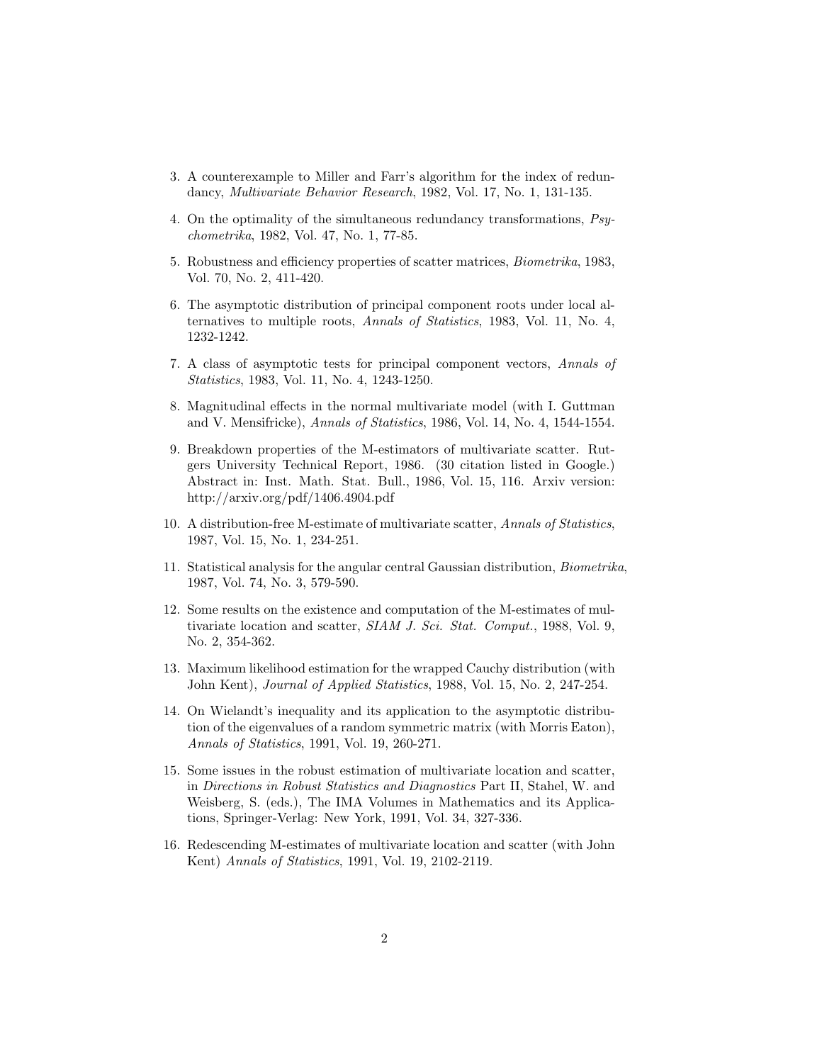3. A counterexample to Miller and Farr's algorithm for the index of redundancy, *Multivariate Behavior Research*, 1982, Vol. 17, No. 1, 131-135.

4. On the optimality of the simultaneous redundancy transformations, *Psychometrika*, 1982, Vol. 47, No. 1, 77-85.

5. Robustness and efficiency properties of scatter matrices, *Biometrika*, 1983, Vol. 70, No. 2, 411-420.

6. The asymptotic distribution of principal component roots under local alternatives to multiple roots, *Annals of Statistics*, 1983, Vol. 11, No. 4, 1232-1242.

7. A class of asymptotic tests for principal component vectors, *Annals of Statistics*, 1983, Vol. 11, No. 4, 1243-1250.

8. Magnitudinal effects in the normal multivariate model (with I. Guttman and V. Mensifricke), *Annals of Statistics*, 1986, Vol. 14, No. 4, 1544-1554.

9. Breakdown properties of the M-estimators of multivariate scatter. Rutgers University Technical Report, 1986. (30 citation listed in Google.) Abstract in: Inst. Math. Stat. Bull., 1986, Vol. 15, 116. Arxiv version: http://arxiv.org/pdf/1406.4904.pdf

10. A distribution-free M-estimate of multivariate scatter, *Annals of Statistics*, 1987, Vol. 15, No. 1, 234-251.

11. Statistical analysis for the angular central Gaussian distribution, *Biometrika*, 1987, Vol. 74, No. 3, 579-590.

12. Some results on the existence and computation of the M-estimates of multivariate location and scatter, *SIAM J. Sci. Stat. Comput.*, 1988, Vol. 9, No. 2, 354-362.

13. Maximum likelihood estimation for the wrapped Cauchy distribution (with John Kent), *Journal of Applied Statistics*, 1988, Vol. 15, No. 2, 247-254.

14. On Wielandt's inequality and its application to the asymptotic distribution of the eigenvalues of a random symmetric matrix (with Morris Eaton), *Annals of Statistics*, 1991, Vol. 19, 260-271.

15. Some issues in the robust estimation of multivariate location and scatter, in *Directions in Robust Statistics and Diagnostics* Part II, Stahel, W. and Weisberg, S. (eds.), The IMA Volumes in Mathematics and its Applications, Springer-Verlag: New York, 1991, Vol. 34, 327-336.

16. Redescending M-estimates of multivariate location and scatter (with John Kent) *Annals of Statistics*, 1991, Vol. 19, 2102-2119.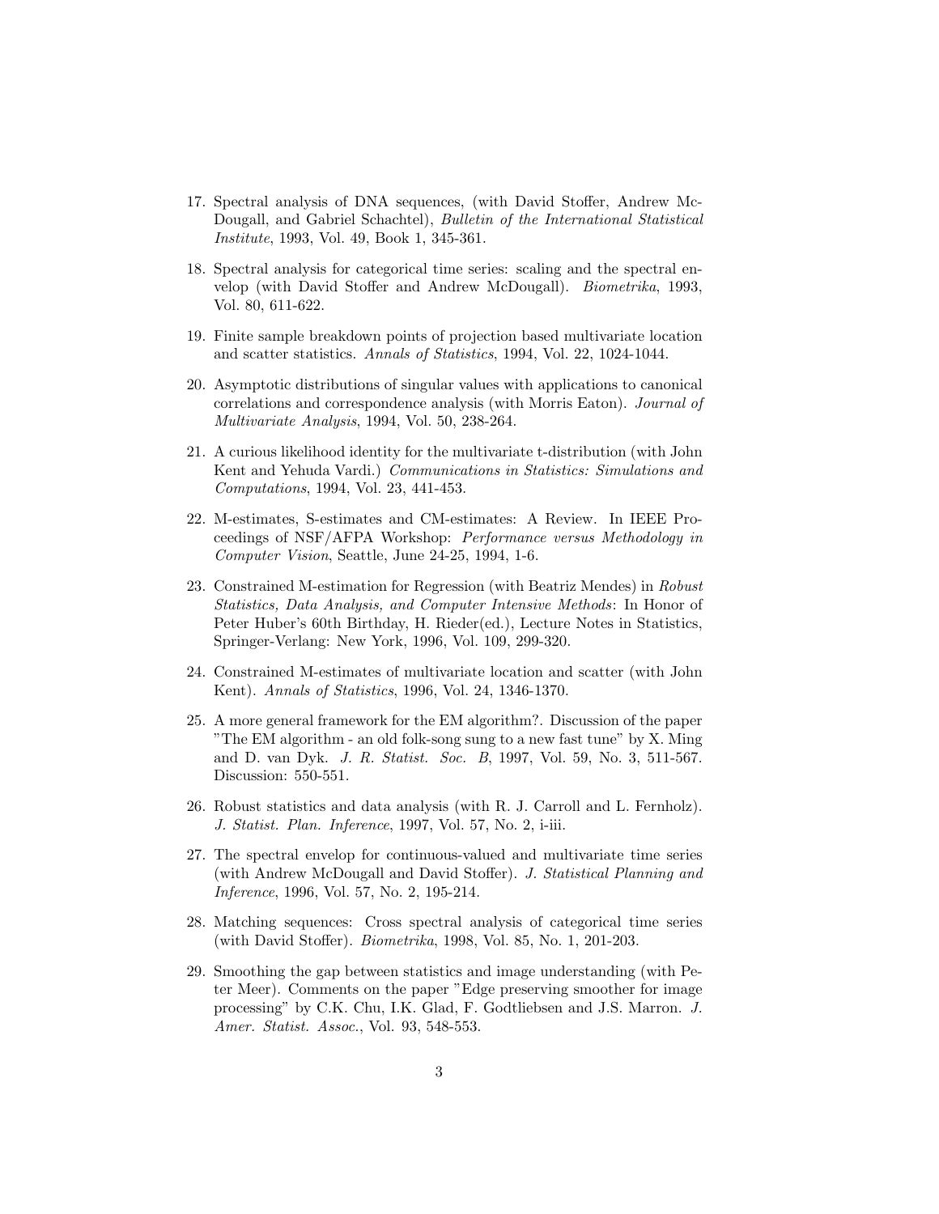17. Spectral analysis of DNA sequences, (with David Stoffer, Andrew McDougall, and Gabriel Schachtel), *Bulletin of the International Statistical Institute*, 1993, Vol. 49, Book 1, 345-361.

18. Spectral analysis for categorical time series: scaling and the spectral envelop (with David Stoffer and Andrew McDougall). *Biometrika*, 1993, Vol. 80, 611-622.

19. Finite sample breakdown points of projection based multivariate location and scatter statistics. *Annals of Statistics*, 1994, Vol. 22, 1024-1044.

20. Asymptotic distributions of singular values with applications to canonical correlations and correspondence analysis (with Morris Eaton). *Journal of Multivariate Analysis*, 1994, Vol. 50, 238-264.

21. A curious likelihood identity for the multivariate t-distribution (with John Kent and Yehuda Vardi.) *Communications in Statistics: Simulations and Computations*, 1994, Vol. 23, 441-453.

22. M-estimates, S-estimates and CM-estimates: A Review. In IEEE Proceedings of NSF/AFPA Workshop: *Performance versus Methodology in Computer Vision*, Seattle, June 24-25, 1994, 1-6.

23. Constrained M-estimation for Regression (with Beatriz Mendes) in *Robust Statistics, Data Analysis, and Computer Intensive Methods*: In Honor of Peter Huber's 60th Birthday, H. Rieder(ed.), Lecture Notes in Statistics, Springer-Verlang: New York, 1996, Vol. 109, 299-320.

24. Constrained M-estimates of multivariate location and scatter (with John Kent). *Annals of Statistics*, 1996, Vol. 24, 1346-1370.

25. A more general framework for the EM algorithm?. Discussion of the paper "The EM algorithm - an old folk-song sung to a new fast tune" by X. Ming and D. van Dyk. *J. R. Statist. Soc. B*, 1997, Vol. 59, No. 3, 511-567. Discussion: 550-551.

26. Robust statistics and data analysis (with R. J. Carroll and L. Fernholz). *J. Statist. Plan. Inference*, 1997, Vol. 57, No. 2, i-iii.

27. The spectral envelop for continuous-valued and multivariate time series (with Andrew McDougall and David Stoffer). *J. Statistical Planning and Inference*, 1996, Vol. 57, No. 2, 195-214.

28. Matching sequences: Cross spectral analysis of categorical time series (with David Stoffer). *Biometrika*, 1998, Vol. 85, No. 1, 201-203.

29. Smoothing the gap between statistics and image understanding (with Peter Meer). Comments on the paper "Edge preserving smoother for image processing" by C.K. Chu, I.K. Glad, F. Godtliebsen and J.S. Marron. *J. Amer. Statist. Assoc.*, Vol. 93, 548-553.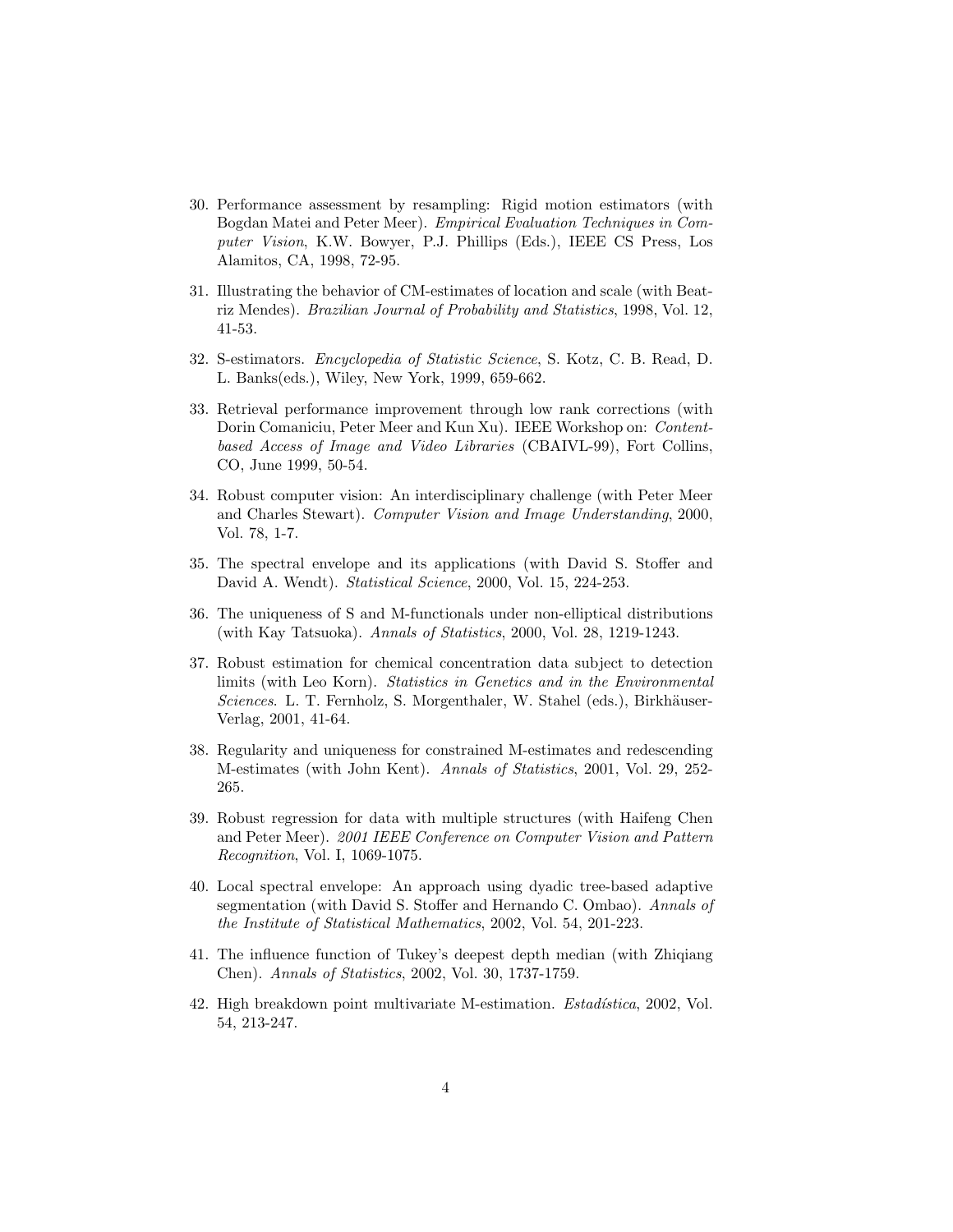30. Performance assessment by resampling: Rigid motion estimators (with Bogdan Matei and Peter Meer). *Empirical Evaluation Techniques in Computer Vision*, K.W. Bowyer, P.J. Phillips (Eds.), IEEE CS Press, Los Alamitos, CA, 1998, 72-95.

31. Illustrating the behavior of CM-estimates of location and scale (with Beatriz Mendes). *Brazilian Journal of Probability and Statistics*, 1998, Vol. 12, 41-53.

32. S-estimators. *Encyclopedia of Statistic Science*, S. Kotz, C. B. Read, D. L. Banks(eds.), Wiley, New York, 1999, 659-662.

33. Retrieval performance improvement through low rank corrections (with Dorin Comaniciu, Peter Meer and Kun Xu). IEEE Workshop on: *Content-based Access of Image and Video Libraries* (CBAIVL-99), Fort Collins, CO, June 1999, 50-54.

34. Robust computer vision: An interdisciplinary challenge (with Peter Meer and Charles Stewart). *Computer Vision and Image Understanding*, 2000, Vol. 78, 1-7.

35. The spectral envelope and its applications (with David S. Stoffer and David A. Wendt). *Statistical Science*, 2000, Vol. 15, 224-253.

36. The uniqueness of S and M-functionals under non-elliptical distributions (with Kay Tatsuoka). *Annals of Statistics*, 2000, Vol. 28, 1219-1243.

37. Robust estimation for chemical concentration data subject to detection limits (with Leo Korn). *Statistics in Genetics and in the Environmental Sciences*. L. T. Fernholz, S. Morgenthaler, W. Stahel (eds.), Birkhäuser-Verlag, 2001, 41-64.

38. Regularity and uniqueness for constrained M-estimates and redescending M-estimates (with John Kent). *Annals of Statistics*, 2001, Vol. 29, 252-265.

39. Robust regression for data with multiple structures (with Haifeng Chen and Peter Meer). *2001 IEEE Conference on Computer Vision and Pattern Recognition*, Vol. I, 1069-1075.

40. Local spectral envelope: An approach using dyadic tree-based adaptive segmentation (with David S. Stoffer and Hernando C. Ombao). *Annals of the Institute of Statistical Mathematics*, 2002, Vol. 54, 201-223.

41. The influence function of Tukey's deepest depth median (with Zhiqiang Chen). *Annals of Statistics*, 2002, Vol. 30, 1737-1759.

42. High breakdown point multivariate M-estimation. *Estadística*, 2002, Vol. 54, 213-247.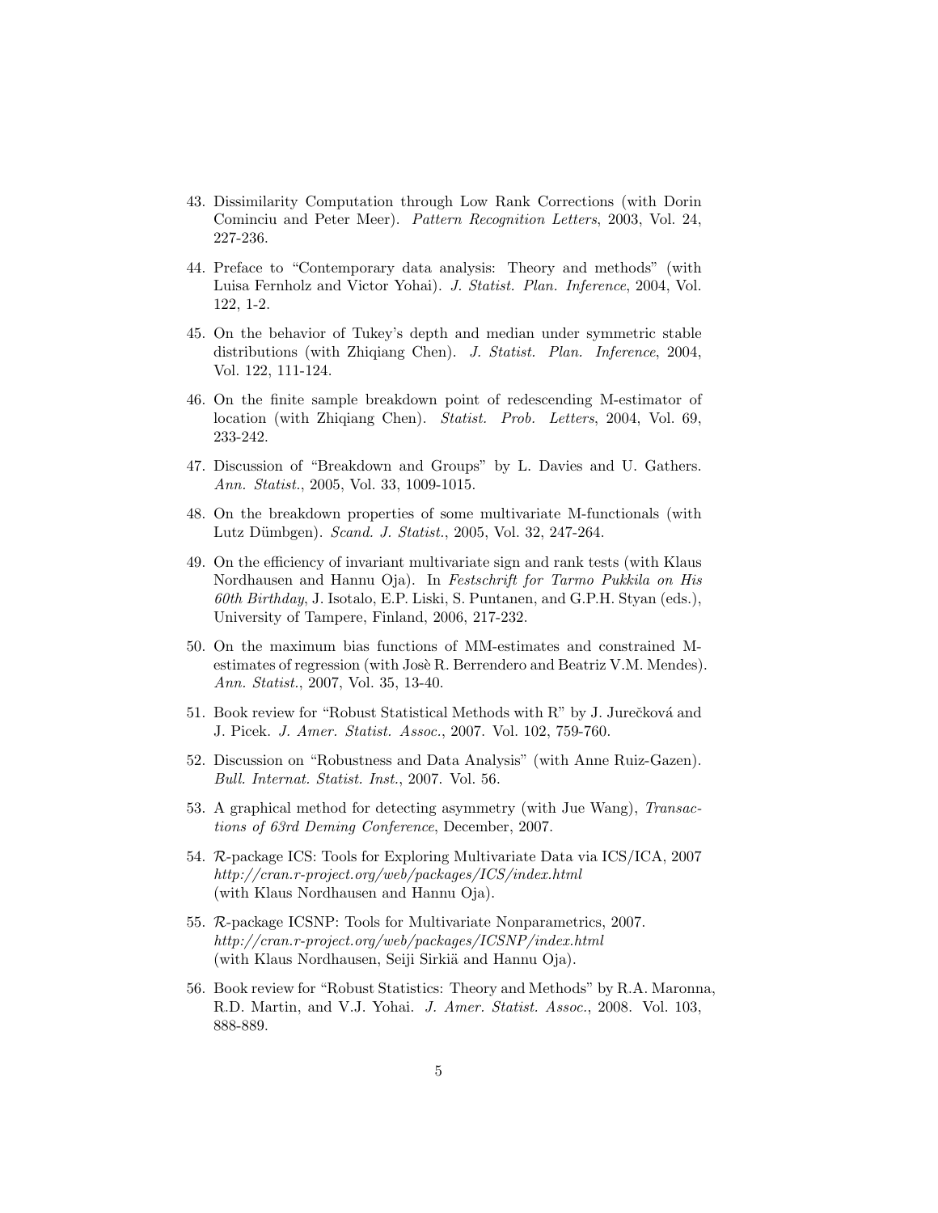43. Dissimilarity Computation through Low Rank Corrections (with Dorin Cominciu and Peter Meer). *Pattern Recognition Letters*, 2003, Vol. 24, 227-236.

44. Preface to "Contemporary data analysis: Theory and methods" (with Luisa Fernholz and Victor Yohai). *J. Statist. Plan. Inference*, 2004, Vol. 122, 1-2.

45. On the behavior of Tukey's depth and median under symmetric stable distributions (with Zhiqiang Chen). *J. Statist. Plan. Inference*, 2004, Vol. 122, 111-124.

46. On the finite sample breakdown point of redescending M-estimator of location (with Zhiqiang Chen). *Statist. Prob. Letters*, 2004, Vol. 69, 233-242.

47. Discussion of "Breakdown and Groups" by L. Davies and U. Gathers. *Ann. Statist.*, 2005, Vol. 33, 1009-1015.

48. On the breakdown properties of some multivariate M-functionals (with Lutz Dümbgen). *Scand. J. Statist.*, 2005, Vol. 32, 247-264.

49. On the efficiency of invariant multivariate sign and rank tests (with Klaus Nordhausen and Hannu Oja). In *Festschrift for Tarmo Pukkila on His 60th Birthday*, J. Isotalo, E.P. Liski, S. Puntanen, and G.P.H. Styan (eds.), University of Tampere, Finland, 2006, 217-232.

50. On the maximum bias functions of MM-estimates and constrained M-estimates of regression (with Josè R. Berrendero and Beatriz V.M. Mendes). *Ann. Statist.*, 2007, Vol. 35, 13-40.

51. Book review for "Robust Statistical Methods with R" by J. Jurečková and J. Picek. *J. Amer. Statist. Assoc.*, 2007. Vol. 102, 759-760.

52. Discussion on "Robustness and Data Analysis" (with Anne Ruiz-Gazen). *Bull. Internat. Statist. Inst.*, 2007. Vol. 56.

53. A graphical method for detecting asymmetry (with Jue Wang), *Transactions of 63rd Deming Conference*, December, 2007.

54. $\mathcal{R}$-package ICS: Tools for Exploring Multivariate Data via ICS/ICA, 2007 *http://cran.r-project.org/web/packages/ICS/index.html* (with Klaus Nordhausen and Hannu Oja).

55. $\mathcal{R}$-package ICSNP: Tools for Multivariate Nonparametrics, 2007. *http://cran.r-project.org/web/packages/ICSNP/index.html* (with Klaus Nordhausen, Seiji Sirkiä and Hannu Oja).

56. Book review for "Robust Statistics: Theory and Methods" by R.A. Maronna, R.D. Martin, and V.J. Yohai. *J. Amer. Statist. Assoc.*, 2008. Vol. 103, 888-889.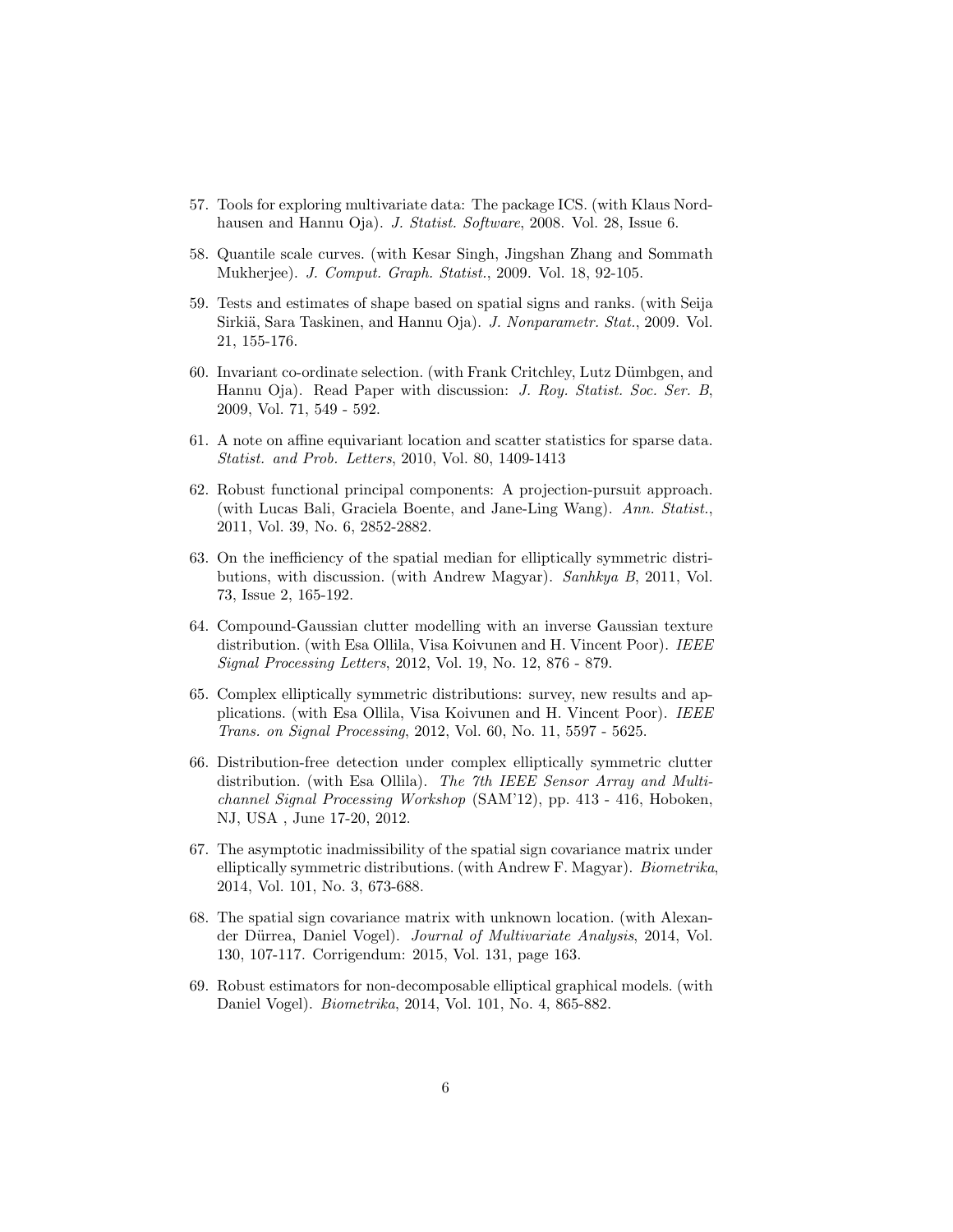57. Tools for exploring multivariate data: The package ICS. (with Klaus Nordhausen and Hannu Oja). *J. Statist. Software*, 2008. Vol. 28, Issue 6.

58. Quantile scale curves. (with Kesar Singh, Jingshan Zhang and Sommath Mukherjee). *J. Comput. Graph. Statist.*, 2009. Vol. 18, 92-105.

59. Tests and estimates of shape based on spatial signs and ranks. (with Seija Sirkiä, Sara Taskinen, and Hannu Oja). *J. Nonparametr. Stat.*, 2009. Vol. 21, 155-176.

60. Invariant co-ordinate selection. (with Frank Critchley, Lutz Dümbgen, and Hannu Oja). Read Paper with discussion: *J. Roy. Statist. Soc. Ser. B*, 2009, Vol. 71, 549 - 592.

61. A note on affine equivariant location and scatter statistics for sparse data. *Statist. and Prob. Letters*, 2010, Vol. 80, 1409-1413

62. Robust functional principal components: A projection-pursuit approach. (with Lucas Bali, Graciela Boente, and Jane-Ling Wang). *Ann. Statist.*, 2011, Vol. 39, No. 6, 2852-2882.

63. On the inefficiency of the spatial median for elliptically symmetric distributions, with discussion. (with Andrew Magyar). *Sanhkya B*, 2011, Vol. 73, Issue 2, 165-192.

64. Compound-Gaussian clutter modelling with an inverse Gaussian texture distribution. (with Esa Ollila, Visa Koivunen and H. Vincent Poor). *IEEE Signal Processing Letters*, 2012, Vol. 19, No. 12, 876 - 879.

65. Complex elliptically symmetric distributions: survey, new results and applications. (with Esa Ollila, Visa Koivunen and H. Vincent Poor). *IEEE Trans. on Signal Processing*, 2012, Vol. 60, No. 11, 5597 - 5625.

66. Distribution-free detection under complex elliptically symmetric clutter distribution. (with Esa Ollila). *The 7th IEEE Sensor Array and Multichannel Signal Processing Workshop* (SAM'12), pp. 413 - 416, Hoboken, NJ, USA , June 17-20, 2012.

67. The asymptotic inadmissibility of the spatial sign covariance matrix under elliptically symmetric distributions. (with Andrew F. Magyar). *Biometrika*, 2014, Vol. 101, No. 3, 673-688.

68. The spatial sign covariance matrix with unknown location. (with Alexander Dürrea, Daniel Vogel). *Journal of Multivariate Analysis*, 2014, Vol. 130, 107-117. Corrigendum: 2015, Vol. 131, page 163.

69. Robust estimators for non-decomposable elliptical graphical models. (with Daniel Vogel). *Biometrika*, 2014, Vol. 101, No. 4, 865-882.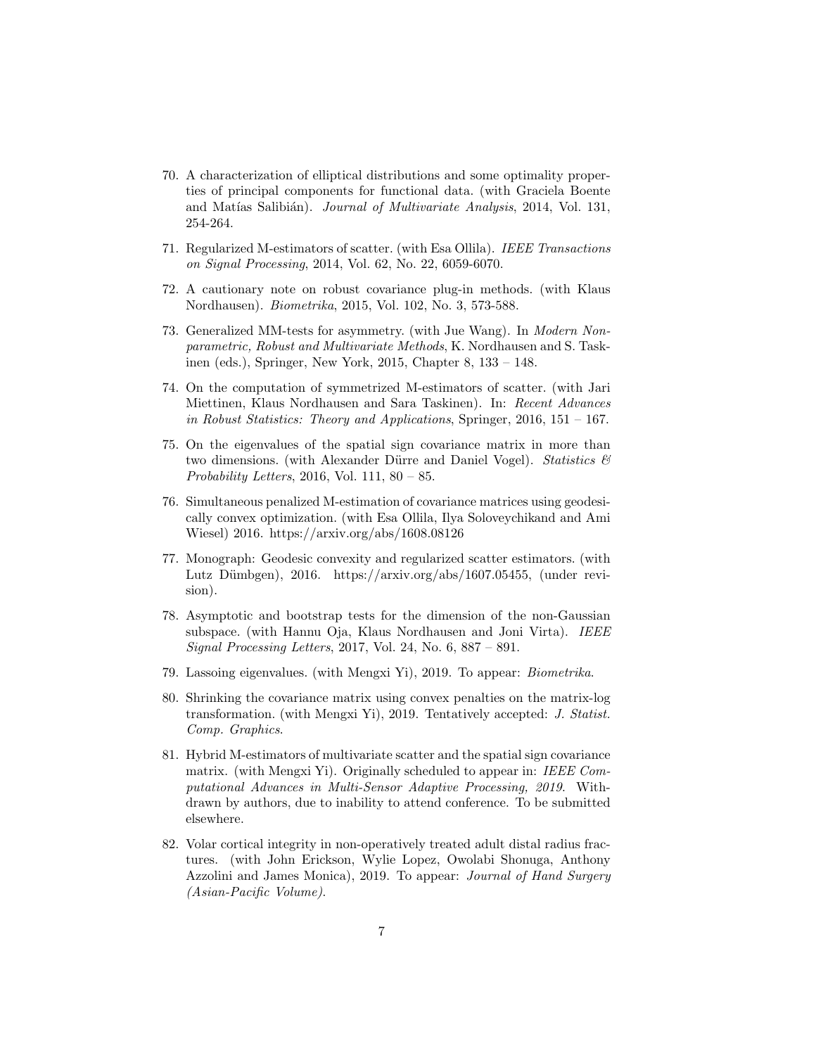70. A characterization of elliptical distributions and some optimality properties of principal components for functional data. (with Graciela Boente and Matías Salibián). *Journal of Multivariate Analysis*, 2014, Vol. 131, 254-264.

71. Regularized M-estimators of scatter. (with Esa Ollila). *IEEE Transactions on Signal Processing*, 2014, Vol. 62, No. 22, 6059-6070.

72. A cautionary note on robust covariance plug-in methods. (with Klaus Nordhausen). *Biometrika*, 2015, Vol. 102, No. 3, 573-588.

73. Generalized MM-tests for asymmetry. (with Jue Wang). In *Modern Nonparametric, Robust and Multivariate Methods*, K. Nordhausen and S. Taskinen (eds.), Springer, New York, 2015, Chapter 8, 133 – 148.

74. On the computation of symmetrized M-estimators of scatter. (with Jari Miettinen, Klaus Nordhausen and Sara Taskinen). In: *Recent Advances in Robust Statistics: Theory and Applications*, Springer, 2016, 151 – 167.

75. On the eigenvalues of the spatial sign covariance matrix in more than two dimensions. (with Alexander Dürre and Daniel Vogel). *Statistics & Probability Letters*, 2016, Vol. 111, 80 – 85.

76. Simultaneous penalized M-estimation of covariance matrices using geodesically convex optimization. (with Esa Ollila, Ilya Soloveychikand and Ami Wiesel) 2016. https://arxiv.org/abs/1608.08126

77. Monograph: Geodesic convexity and regularized scatter estimators. (with Lutz Dümbgen), 2016. https://arxiv.org/abs/1607.05455, (under revision).

78. Asymptotic and bootstrap tests for the dimension of the non-Gaussian subspace. (with Hannu Oja, Klaus Nordhausen and Joni Virta). *IEEE Signal Processing Letters*, 2017, Vol. 24, No. 6, 887 – 891.

79. Lassoing eigenvalues. (with Mengxi Yi), 2019. To appear: *Biometrika*.

80. Shrinking the covariance matrix using convex penalties on the matrix-log transformation. (with Mengxi Yi), 2019. Tentatively accepted: *J. Statist. Comp. Graphics*.

81. Hybrid M-estimators of multivariate scatter and the spatial sign covariance matrix. (with Mengxi Yi). Originally scheduled to appear in: *IEEE Computational Advances in Multi-Sensor Adaptive Processing, 2019*. Withdrawn by authors, due to inability to attend conference. To be submitted elsewhere.

82. Volar cortical integrity in non-operatively treated adult distal radius fractures. (with John Erickson, Wylie Lopez, Owolabi Shonuga, Anthony Azzolini and James Monica), 2019. To appear: *Journal of Hand Surgery (Asian-Pacific Volume).*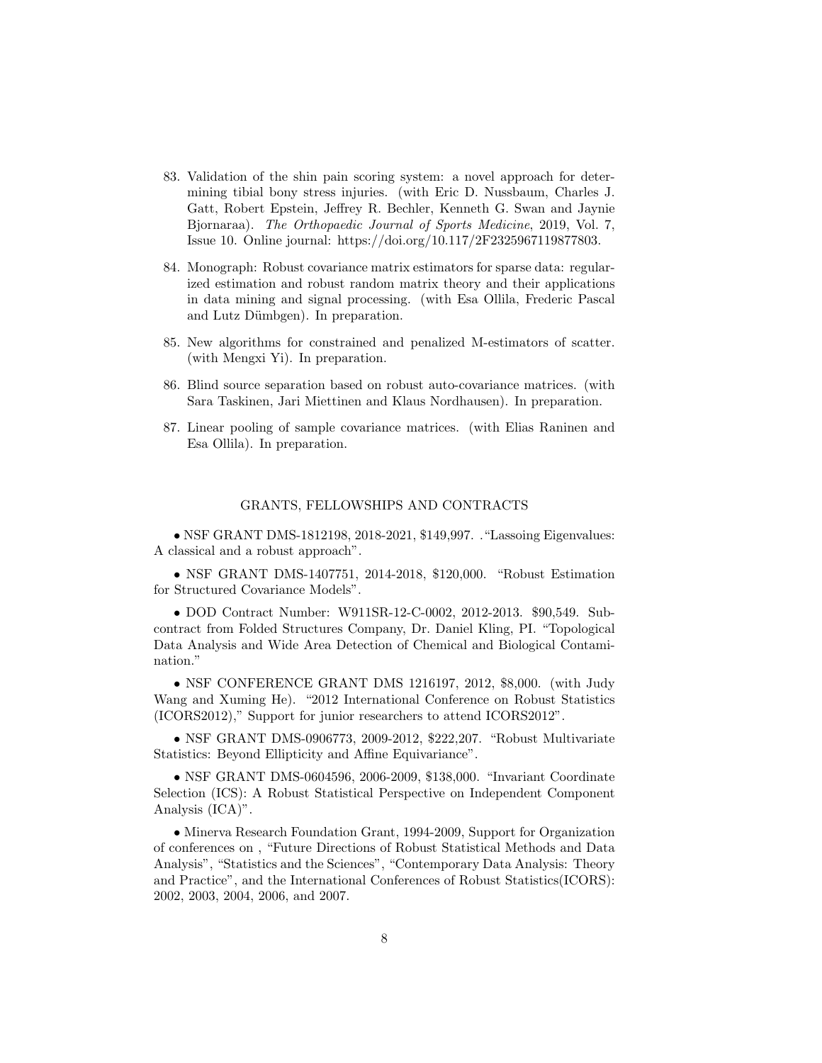83. Validation of the shin pain scoring system: a novel approach for determining tibial bony stress injuries. (with Eric D. Nussbaum, Charles J. Gatt, Robert Epstein, Jeffrey R. Bechler, Kenneth G. Swan and Jaynie Bjornaraa). *The Orthopaedic Journal of Sports Medicine*, 2019, Vol. 7, Issue 10. Online journal: https://doi.org/10.117/2F2325967119877803.

84. Monograph: Robust covariance matrix estimators for sparse data: regularized estimation and robust random matrix theory and their applications in data mining and signal processing. (with Esa Ollila, Frederic Pascal and Lutz Dümbgen). In preparation.

85. New algorithms for constrained and penalized M-estimators of scatter. (with Mengxi Yi). In preparation.

86. Blind source separation based on robust auto-covariance matrices. (with Sara Taskinen, Jari Miettinen and Klaus Nordhausen). In preparation.

87. Linear pooling of sample covariance matrices. (with Elias Raninen and Esa Ollila). In preparation.

## GRANTS, FELLOWSHIPS AND CONTRACTS

- NSF GRANT DMS-1812198, 2018-2021, $149,997. . "Lassoing Eigenvalues: A classical and a robust approach".

- NSF GRANT DMS-1407751, 2014-2018, $120,000. "Robust Estimation for Structured Covariance Models".

- DOD Contract Number: W911SR-12-C-0002, 2012-2013. $90,549. Subcontract from Folded Structures Company, Dr. Daniel Kling, PI. "Topological Data Analysis and Wide Area Detection of Chemical and Biological Contamination."

- NSF CONFERENCE GRANT DMS 1216197, 2012, $8,000. (with Judy Wang and Xuming He). "2012 International Conference on Robust Statistics (ICORS2012)," Support for junior researchers to attend ICORS2012".

- NSF GRANT DMS-0906773, 2009-2012, $222,207. "Robust Multivariate Statistics: Beyond Ellipticity and Affine Equivariance".

- NSF GRANT DMS-0604596, 2006-2009, $138,000. "Invariant Coordinate Selection (ICS): A Robust Statistical Perspective on Independent Component Analysis (ICA)".

- Minerva Research Foundation Grant, 1994-2009, Support for Organization of conferences on , "Future Directions of Robust Statistical Methods and Data Analysis", "Statistics and the Sciences", "Contemporary Data Analysis: Theory and Practice", and the International Conferences of Robust Statistics(ICORS): 2002, 2003, 2004, 2006, and 2007.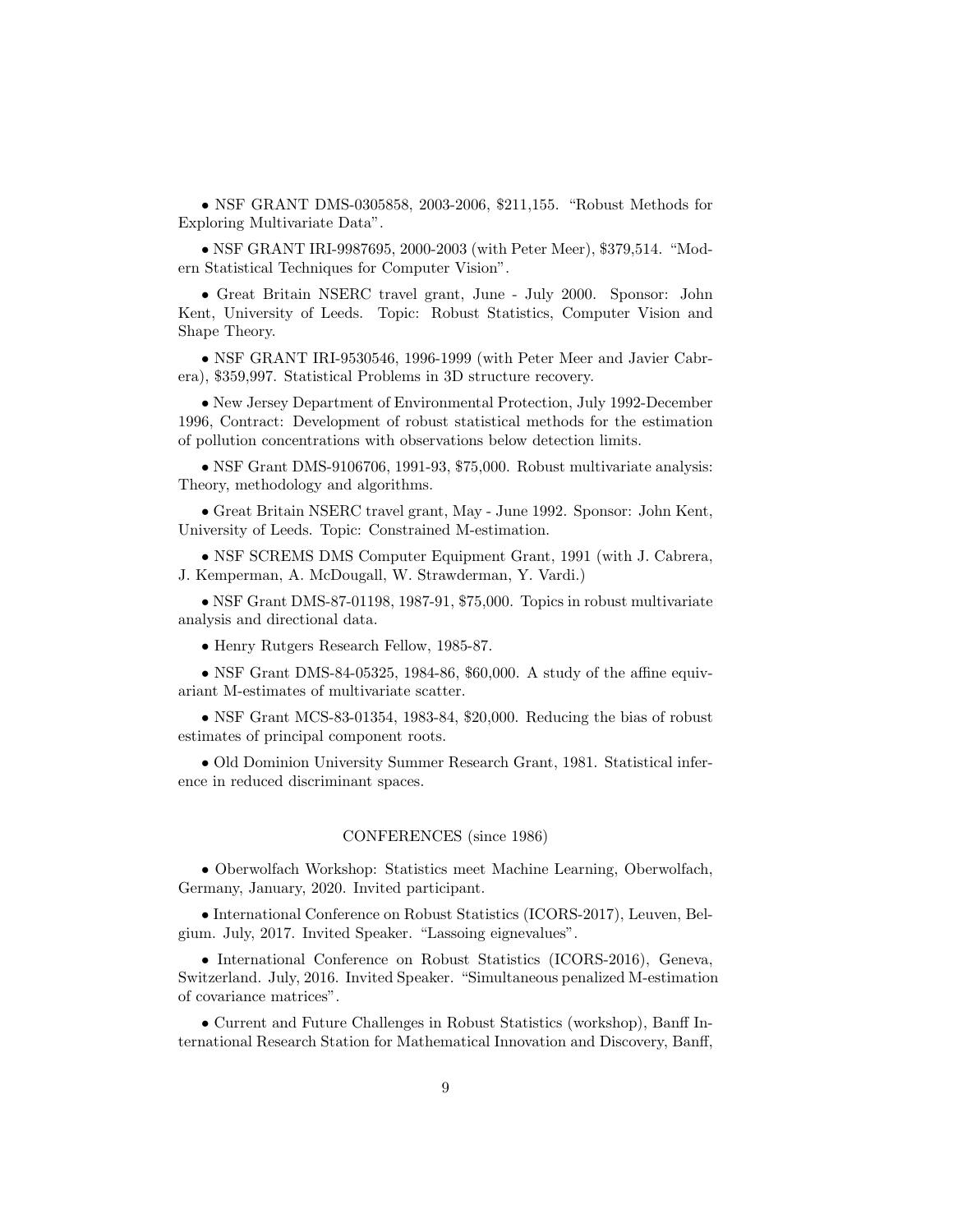- NSF GRANT DMS-0305858, 2003-2006, \$211,155. "Robust Methods for Exploring Multivariate Data".

- NSF GRANT IRI-9987695, 2000-2003 (with Peter Meer), \$379,514. "Modern Statistical Techniques for Computer Vision".

- Great Britain NSERC travel grant, June - July 2000. Sponsor: John Kent, University of Leeds. Topic: Robust Statistics, Computer Vision and Shape Theory.

- NSF GRANT IRI-9530546, 1996-1999 (with Peter Meer and Javier Cabrera), \$359,997. Statistical Problems in 3D structure recovery.

- New Jersey Department of Environmental Protection, July 1992-December 1996, Contract: Development of robust statistical methods for the estimation of pollution concentrations with observations below detection limits.

- NSF Grant DMS-9106706, 1991-93, \$75,000. Robust multivariate analysis: Theory, methodology and algorithms.

- Great Britain NSERC travel grant, May - June 1992. Sponsor: John Kent, University of Leeds. Topic: Constrained M-estimation.

- NSF SCREMS DMS Computer Equipment Grant, 1991 (with J. Cabrera, J. Kemperman, A. McDougall, W. Strawderman, Y. Vardi.)

- NSF Grant DMS-87-01198, 1987-91, \$75,000. Topics in robust multivariate analysis and directional data.

- Henry Rutgers Research Fellow, 1985-87.

- NSF Grant DMS-84-05325, 1984-86, \$60,000. A study of the affine equivariant M-estimates of multivariate scatter.

- NSF Grant MCS-83-01354, 1983-84, \$20,000. Reducing the bias of robust estimates of principal component roots.

- Old Dominion University Summer Research Grant, 1981. Statistical inference in reduced discriminant spaces.

## CONFERENCES (since 1986)

- Oberwolfach Workshop: Statistics meet Machine Learning, Oberwolfach, Germany, January, 2020. Invited participant.

- International Conference on Robust Statistics (ICORS-2017), Leuven, Belgium. July, 2017. Invited Speaker. "Lassoing eignevalues".

- International Conference on Robust Statistics (ICORS-2016), Geneva, Switzerland. July, 2016. Invited Speaker. "Simultaneous penalized M-estimation of covariance matrices".

- Current and Future Challenges in Robust Statistics (workshop), Banff International Research Station for Mathematical Innovation and Discovery, Banff,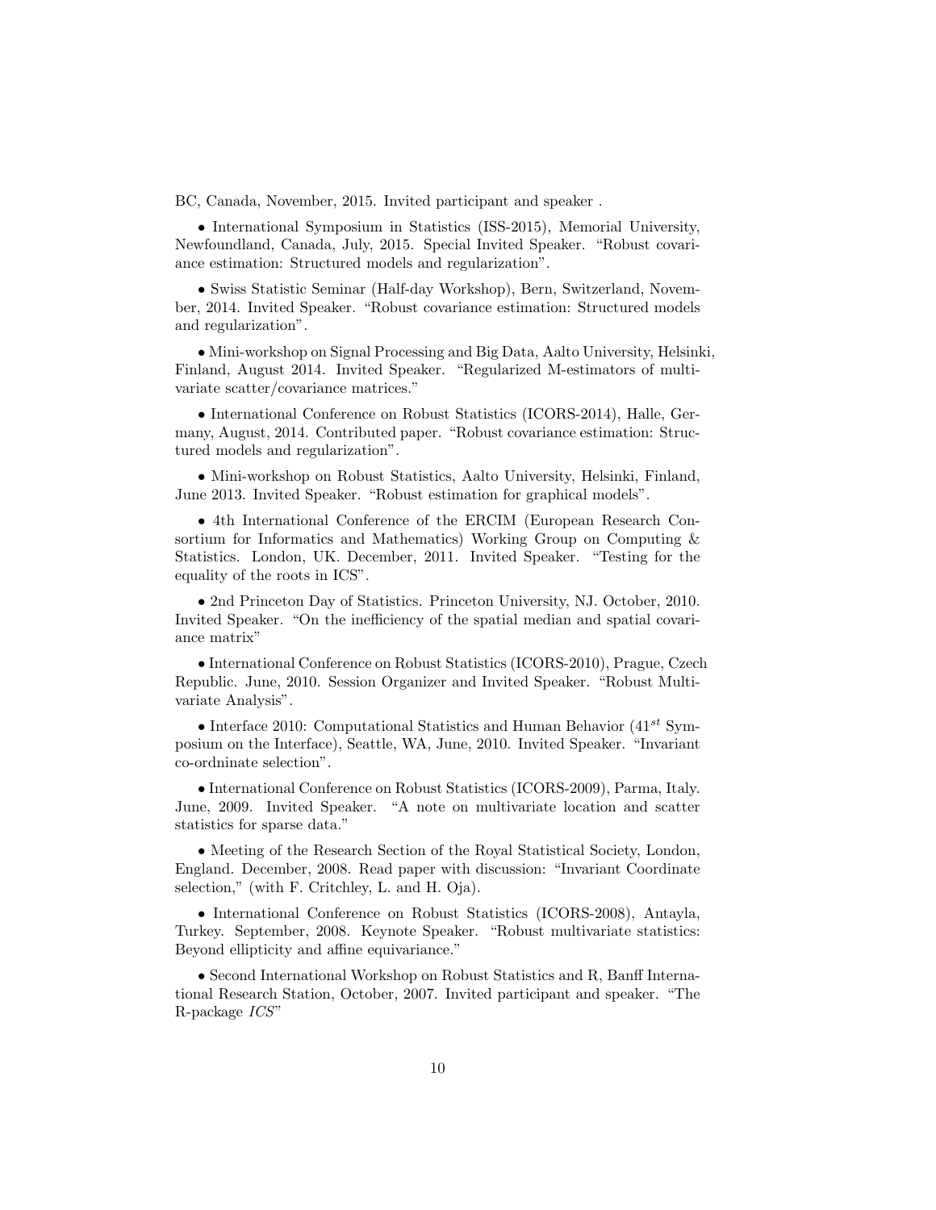BC, Canada, November, 2015. Invited participant and speaker .

- International Symposium in Statistics (ISS-2015), Memorial University, Newfoundland, Canada, July, 2015. Special Invited Speaker. "Robust covariance estimation: Structured models and regularization".

- Swiss Statistic Seminar (Half-day Workshop), Bern, Switzerland, November, 2014. Invited Speaker. "Robust covariance estimation: Structured models and regularization".

- Mini-workshop on Signal Processing and Big Data, Aalto University, Helsinki, Finland, August 2014. Invited Speaker. "Regularized M-estimators of multivariate scatter/covariance matrices."

- International Conference on Robust Statistics (ICORS-2014), Halle, Germany, August, 2014. Contributed paper. "Robust covariance estimation: Structured models and regularization".

- Mini-workshop on Robust Statistics, Aalto University, Helsinki, Finland, June 2013. Invited Speaker. "Robust estimation for graphical models".

- 4th International Conference of the ERCIM (European Research Consortium for Informatics and Mathematics) Working Group on Computing & Statistics. London, UK. December, 2011. Invited Speaker. "Testing for the equality of the roots in ICS".

- 2nd Princeton Day of Statistics. Princeton University, NJ. October, 2010. Invited Speaker. "On the inefficiency of the spatial median and spatial covariance matrix"

- International Conference on Robust Statistics (ICORS-2010), Prague, Czech Republic. June, 2010. Session Organizer and Invited Speaker. "Robust Multivariate Analysis".

- Interface 2010: Computational Statistics and Human Behavior ($41^{st}$ Symposium on the Interface), Seattle, WA, June, 2010. Invited Speaker. "Invariant co-ordninate selection".

- International Conference on Robust Statistics (ICORS-2009), Parma, Italy. June, 2009. Invited Speaker. "A note on multivariate location and scatter statistics for sparse data."

- Meeting of the Research Section of the Royal Statistical Society, London, England. December, 2008. Read paper with discussion: "Invariant Coordinate selection," (with F. Critchley, L. and H. Oja).

- International Conference on Robust Statistics (ICORS-2008), Antayla, Turkey. September, 2008. Keynote Speaker. "Robust multivariate statistics: Beyond ellipticity and affine equivariance."

- Second International Workshop on Robust Statistics and R, Banff International Research Station, October, 2007. Invited participant and speaker. "The R-package *ICS*"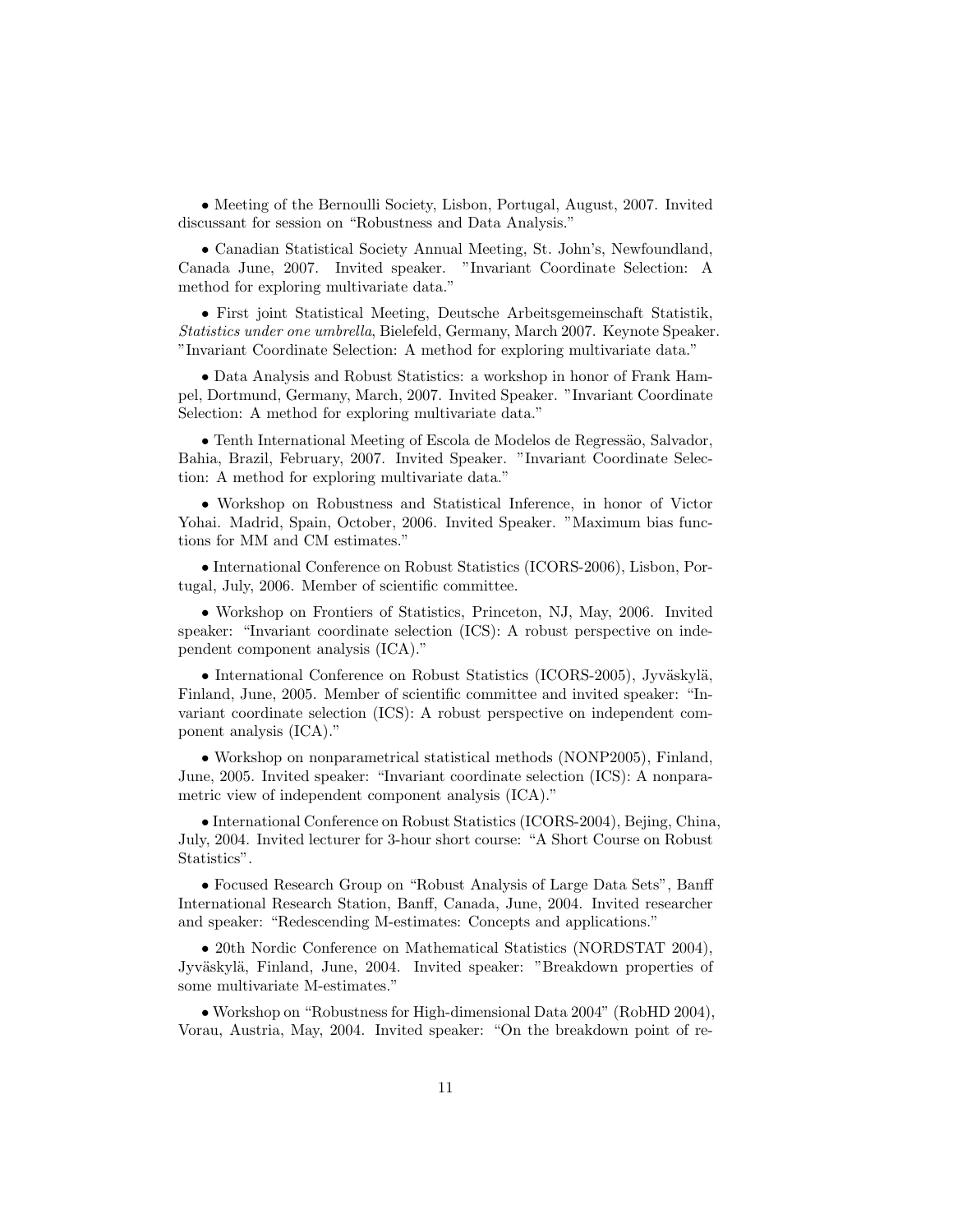- Meeting of the Bernoulli Society, Lisbon, Portugal, August, 2007. Invited discussant for session on “Robustness and Data Analysis.”

- Canadian Statistical Society Annual Meeting, St. John’s, Newfoundland, Canada June, 2007. Invited speaker. "Invariant Coordinate Selection: A method for exploring multivariate data."

- First joint Statistical Meeting, Deutsche Arbeitsgemeinschaft Statistik, *Statistics under one umbrella*, Bielefeld, Germany, March 2007. Keynote Speaker. "Invariant Coordinate Selection: A method for exploring multivariate data."

- Data Analysis and Robust Statistics: a workshop in honor of Frank Hampel, Dortmund, Germany, March, 2007. Invited Speaker. "Invariant Coordinate Selection: A method for exploring multivariate data."

- Tenth International Meeting of Escola de Modelos de Regressão, Salvador, Bahia, Brazil, February, 2007. Invited Speaker. "Invariant Coordinate Selection: A method for exploring multivariate data."

- Workshop on Robustness and Statistical Inference, in honor of Victor Yohai. Madrid, Spain, October, 2006. Invited Speaker. "Maximum bias functions for MM and CM estimates."

- International Conference on Robust Statistics (ICORS-2006), Lisbon, Portugal, July, 2006. Member of scientific committee.

- Workshop on Frontiers of Statistics, Princeton, NJ, May, 2006. Invited speaker: “Invariant coordinate selection (ICS): A robust perspective on independent component analysis (ICA).”

- International Conference on Robust Statistics (ICORS-2005), Jyväskylä, Finland, June, 2005. Member of scientific committee and invited speaker: “Invariant coordinate selection (ICS): A robust perspective on independent component analysis (ICA).”

- Workshop on nonparametrical statistical methods (NONP2005), Finland, June, 2005. Invited speaker: “Invariant coordinate selection (ICS): A nonparametric view of independent component analysis (ICA).”

- International Conference on Robust Statistics (ICORS-2004), Bejing, China, July, 2004. Invited lecturer for 3-hour short course: “A Short Course on Robust Statistics”.

- Focused Research Group on “Robust Analysis of Large Data Sets”, Banff International Research Station, Banff, Canada, June, 2004. Invited researcher and speaker: “Redescending M-estimates: Concepts and applications.”

- 20th Nordic Conference on Mathematical Statistics (NORDSTAT 2004), Jyväskylä, Finland, June, 2004. Invited speaker: "Breakdown properties of some multivariate M-estimates."

- Workshop on “Robustness for High-dimensional Data 2004” (RobHD 2004), Vorau, Austria, May, 2004. Invited speaker: “On the breakdown point of re-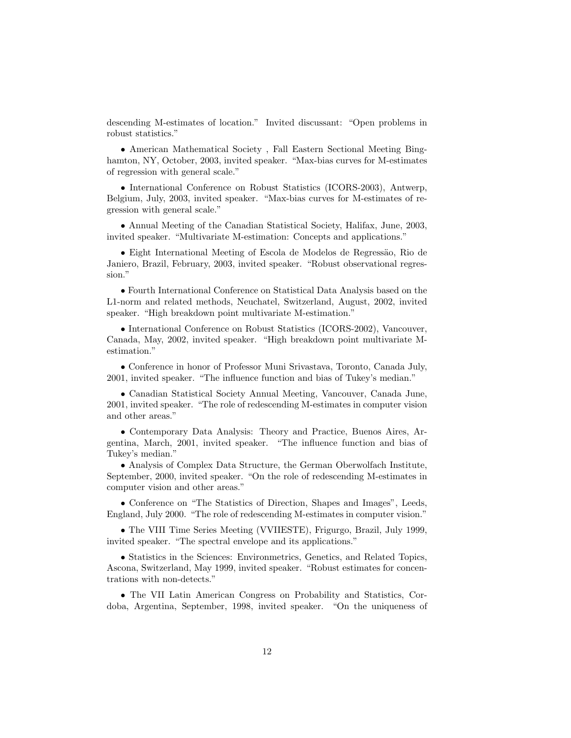descending M-estimates of location." Invited discussant: "Open problems in robust statistics."

- American Mathematical Society , Fall Eastern Sectional Meeting Binghamton, NY, October, 2003, invited speaker. "Max-bias curves for M-estimates of regression with general scale."

- International Conference on Robust Statistics (ICORS-2003), Antwerp, Belgium, July, 2003, invited speaker. "Max-bias curves for M-estimates of regression with general scale."

- Annual Meeting of the Canadian Statistical Society, Halifax, June, 2003, invited speaker. "Multivariate M-estimation: Concepts and applications."

- Eight International Meeting of Escola de Modelos de Regressão, Rio de Janiero, Brazil, February, 2003, invited speaker. "Robust observational regression."

- Fourth International Conference on Statistical Data Analysis based on the L1-norm and related methods, Neuchatel, Switzerland, August, 2002, invited speaker. "High breakdown point multivariate M-estimation."

- International Conference on Robust Statistics (ICORS-2002), Vancouver, Canada, May, 2002, invited speaker. "High breakdown point multivariate M-estimation."

- Conference in honor of Professor Muni Srivastava, Toronto, Canada July, 2001, invited speaker. "The influence function and bias of Tukey's median."

- Canadian Statistical Society Annual Meeting, Vancouver, Canada June, 2001, invited speaker. "The role of redescending M-estimates in computer vision and other areas."

- Contemporary Data Analysis: Theory and Practice, Buenos Aires, Argentina, March, 2001, invited speaker. "The influence function and bias of Tukey's median."

- Analysis of Complex Data Structure, the German Oberwolfach Institute, September, 2000, invited speaker. "On the role of redescending M-estimates in computer vision and other areas."

- Conference on "The Statistics of Direction, Shapes and Images", Leeds, England, July 2000. "The role of redescending M-estimates in computer vision."

- The VIII Time Series Meeting (VVIIESTE), Frigurgo, Brazil, July 1999, invited speaker. "The spectral envelope and its applications."

- Statistics in the Sciences: Environmetrics, Genetics, and Related Topics, Ascona, Switzerland, May 1999, invited speaker. "Robust estimates for concentrations with non-detects."

- The VII Latin American Congress on Probability and Statistics, Cordoba, Argentina, September, 1998, invited speaker. "On the uniqueness of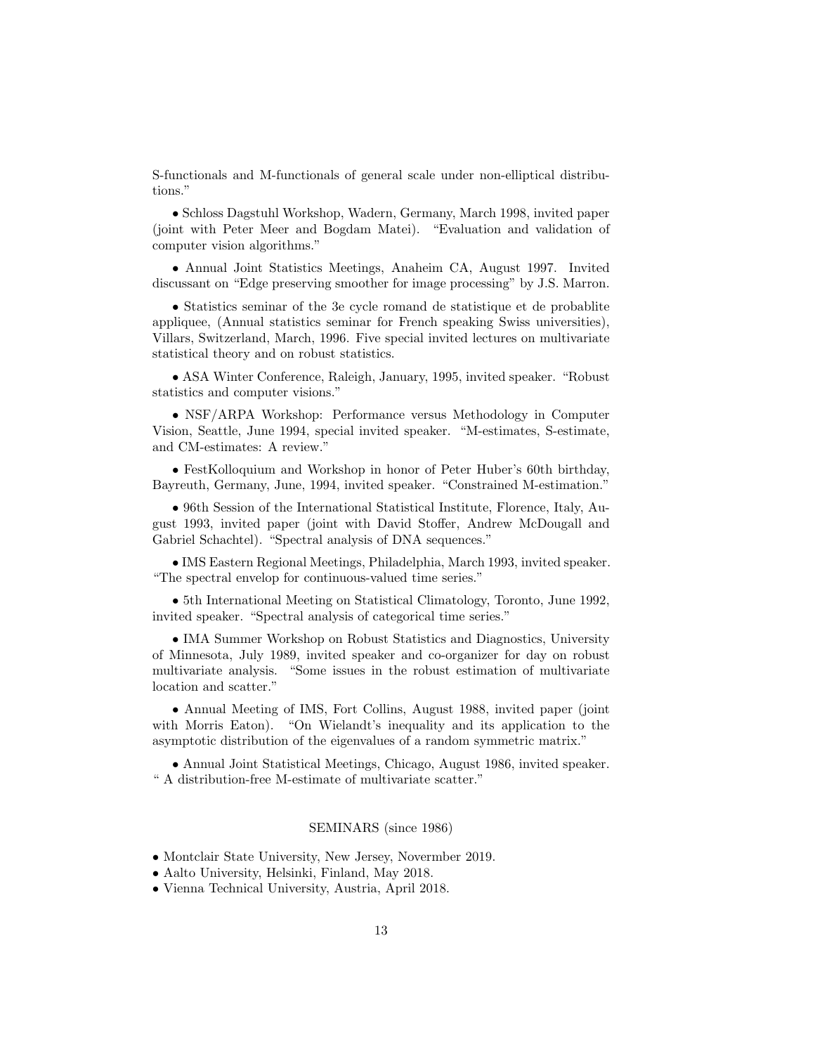S-functionals and M-functionals of general scale under non-elliptical distributions."

• Schloss Dagstuhl Workshop, Wadern, Germany, March 1998, invited paper (joint with Peter Meer and Bogdam Matei). "Evaluation and validation of computer vision algorithms."

• Annual Joint Statistics Meetings, Anaheim CA, August 1997. Invited discussant on "Edge preserving smoother for image processing" by J.S. Marron.

• Statistics seminar of the 3e cycle romand de statistique et de probablite appliquee, (Annual statistics seminar for French speaking Swiss universities), Villars, Switzerland, March, 1996. Five special invited lectures on multivariate statistical theory and on robust statistics.

• ASA Winter Conference, Raleigh, January, 1995, invited speaker. "Robust statistics and computer visions."

• NSF/ARPA Workshop: Performance versus Methodology in Computer Vision, Seattle, June 1994, special invited speaker. "M-estimates, S-estimate, and CM-estimates: A review."

• FestKolloquium and Workshop in honor of Peter Huber's 60th birthday, Bayreuth, Germany, June, 1994, invited speaker. "Constrained M-estimation."

• 96th Session of the International Statistical Institute, Florence, Italy, August 1993, invited paper (joint with David Stoffer, Andrew McDougall and Gabriel Schachtel). "Spectral analysis of DNA sequences."

• IMS Eastern Regional Meetings, Philadelphia, March 1993, invited speaker. "The spectral envelop for continuous-valued time series."

• 5th International Meeting on Statistical Climatology, Toronto, June 1992, invited speaker. "Spectral analysis of categorical time series."

• IMA Summer Workshop on Robust Statistics and Diagnostics, University of Minnesota, July 1989, invited speaker and co-organizer for day on robust multivariate analysis. "Some issues in the robust estimation of multivariate location and scatter."

• Annual Meeting of IMS, Fort Collins, August 1988, invited paper (joint with Morris Eaton). "On Wielandt's inequality and its application to the asymptotic distribution of the eigenvalues of a random symmetric matrix."

• Annual Joint Statistical Meetings, Chicago, August 1986, invited speaker. " A distribution-free M-estimate of multivariate scatter."

## SEMINARS (since 1986)

• Montclair State University, New Jersey, Novermber 2019.
• Aalto University, Helsinki, Finland, May 2018.
• Vienna Technical University, Austria, April 2018.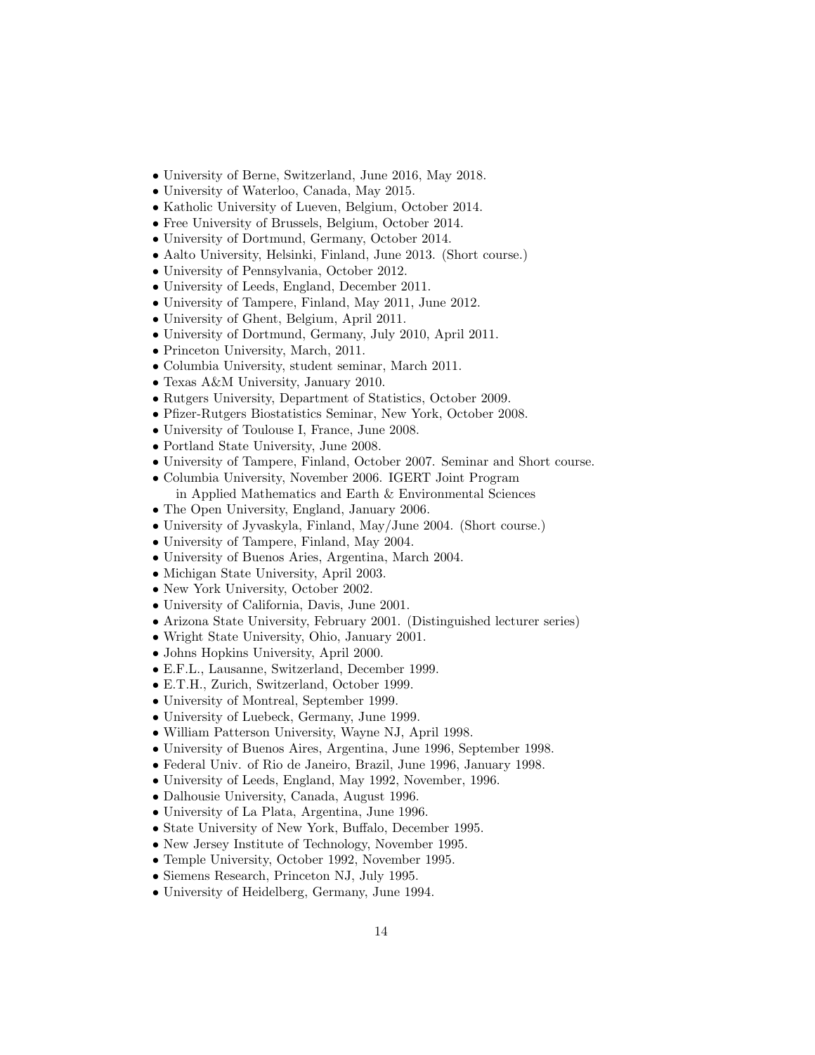- University of Berne, Switzerland, June 2016, May 2018.
- University of Waterloo, Canada, May 2015.
- Katholic University of Lueven, Belgium, October 2014.
- Free University of Brussels, Belgium, October 2014.
- University of Dortmund, Germany, October 2014.
- Aalto University, Helsinki, Finland, June 2013. (Short course.)
- University of Pennsylvania, October 2012.
- University of Leeds, England, December 2011.
- University of Tampere, Finland, May 2011, June 2012.
- University of Ghent, Belgium, April 2011.
- University of Dortmund, Germany, July 2010, April 2011.
- Princeton University, March, 2011.
- Columbia University, student seminar, March 2011.
- Texas A&M University, January 2010.
- Rutgers University, Department of Statistics, October 2009.
- Pfizer-Rutgers Biostatistics Seminar, New York, October 2008.
- University of Toulouse I, France, June 2008.
- Portland State University, June 2008.
- University of Tampere, Finland, October 2007. Seminar and Short course.
- Columbia University, November 2006. IGERT Joint Program
  in Applied Mathematics and Earth & Environmental Sciences
- The Open University, England, January 2006.
- University of Jyvaskyla, Finland, May/June 2004. (Short course.)
- University of Tampere, Finland, May 2004.
- University of Buenos Aries, Argentina, March 2004.
- Michigan State University, April 2003.
- New York University, October 2002.
- University of California, Davis, June 2001.
- Arizona State University, February 2001. (Distinguished lecturer series)
- Wright State University, Ohio, January 2001.
- Johns Hopkins University, April 2000.
- E.F.L., Lausanne, Switzerland, December 1999.
- E.T.H., Zurich, Switzerland, October 1999.
- University of Montreal, September 1999.
- University of Luebeck, Germany, June 1999.
- William Patterson University, Wayne NJ, April 1998.
- University of Buenos Aires, Argentina, June 1996, September 1998.
- Federal Univ. of Rio de Janeiro, Brazil, June 1996, January 1998.
- University of Leeds, England, May 1992, November, 1996.
- Dalhousie University, Canada, August 1996.
- University of La Plata, Argentina, June 1996.
- State University of New York, Buffalo, December 1995.
- New Jersey Institute of Technology, November 1995.
- Temple University, October 1992, November 1995.
- Siemens Research, Princeton NJ, July 1995.
- University of Heidelberg, Germany, June 1994.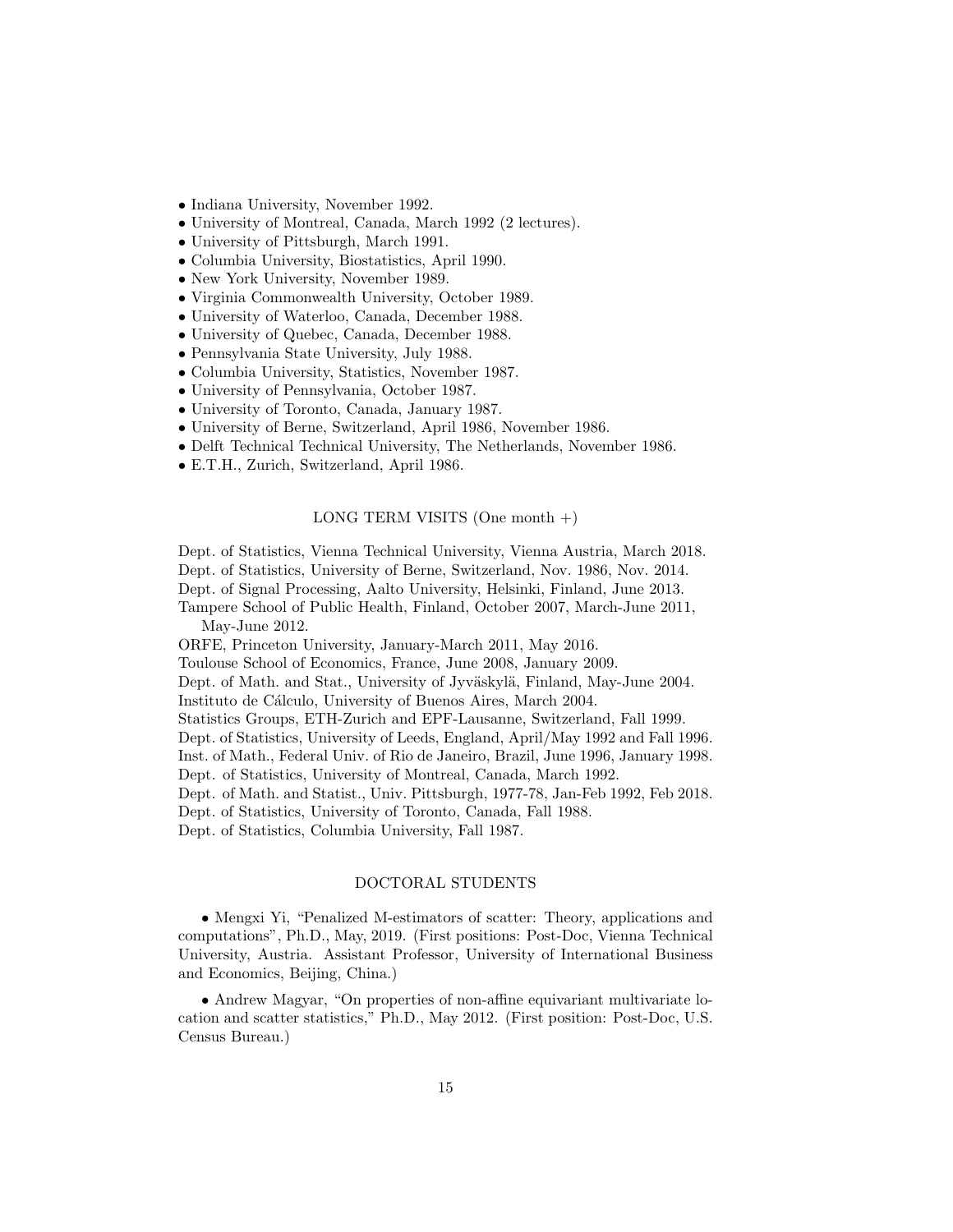- Indiana University, November 1992.
- University of Montreal, Canada, March 1992 (2 lectures).
- University of Pittsburgh, March 1991.
- Columbia University, Biostatistics, April 1990.
- New York University, November 1989.
- Virginia Commonwealth University, October 1989.
- University of Waterloo, Canada, December 1988.
- University of Quebec, Canada, December 1988.
- Pennsylvania State University, July 1988.
- Columbia University, Statistics, November 1987.
- University of Pennsylvania, October 1987.
- University of Toronto, Canada, January 1987.
- University of Berne, Switzerland, April 1986, November 1986.
- Delft Technical Technical University, The Netherlands, November 1986.
- E.T.H., Zurich, Switzerland, April 1986.

## LONG TERM VISITS (One month +)

Dept. of Statistics, Vienna Technical University, Vienna Austria, March 2018.
Dept. of Statistics, University of Berne, Switzerland, Nov. 1986, Nov. 2014.
Dept. of Signal Processing, Aalto University, Helsinki, Finland, June 2013.
Tampere School of Public Health, Finland, October 2007, March-June 2011, May-June 2012.
ORFE, Princeton University, January-March 2011, May 2016.
Toulouse School of Economics, France, June 2008, January 2009.
Dept. of Math. and Stat., University of Jyväskylä, Finland, May-June 2004.
Instituto de Cálculo, University of Buenos Aires, March 2004.
Statistics Groups, ETH-Zurich and EPF-Lausanne, Switzerland, Fall 1999.
Dept. of Statistics, University of Leeds, England, April/May 1992 and Fall 1996.
Inst. of Math., Federal Univ. of Rio de Janeiro, Brazil, June 1996, January 1998.
Dept. of Statistics, University of Montreal, Canada, March 1992.
Dept. of Math. and Statist., Univ. Pittsburgh, 1977-78, Jan-Feb 1992, Feb 2018.
Dept. of Statistics, University of Toronto, Canada, Fall 1988.
Dept. of Statistics, Columbia University, Fall 1987.

## DOCTORAL STUDENTS

- Mengxi Yi, "Penalized M-estimators of scatter: Theory, applications and computations", Ph.D., May, 2019. (First positions: Post-Doc, Vienna Technical University, Austria. Assistant Professor, University of International Business and Economics, Beijing, China.)

- Andrew Magyar, "On properties of non-affine equivariant multivariate location and scatter statistics," Ph.D., May 2012. (First position: Post-Doc, U.S. Census Bureau.)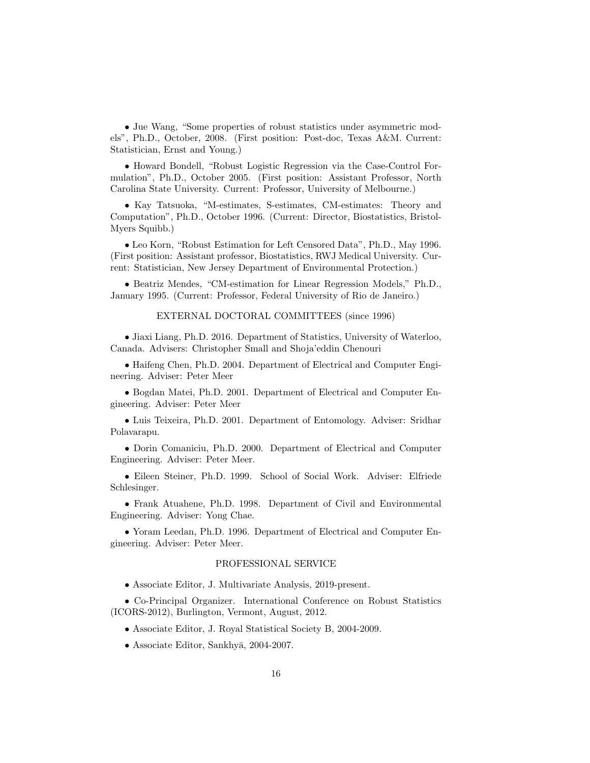- Jue Wang, "Some properties of robust statistics under asymmetric models", Ph.D., October, 2008. (First position: Post-doc, Texas A&M. Current: Statistician, Ernst and Young.)

- Howard Bondell, "Robust Logistic Regression via the Case-Control Formulation", Ph.D., October 2005. (First position: Assistant Professor, North Carolina State University. Current: Professor, University of Melbourne.)

- Kay Tatsuoka, "M-estimates, S-estimates, CM-estimates: Theory and Computation", Ph.D., October 1996. (Current: Director, Biostatistics, Bristol-Myers Squibb.)

- Leo Korn, "Robust Estimation for Left Censored Data", Ph.D., May 1996. (First position: Assistant professor, Biostatistics, RWJ Medical University. Current: Statistician, New Jersey Department of Environmental Protection.)

- Beatriz Mendes, "CM-estimation for Linear Regression Models," Ph.D., January 1995. (Current: Professor, Federal University of Rio de Janeiro.)

## EXTERNAL DOCTORAL COMMITTEES (since 1996)

- Jiaxi Liang, Ph.D. 2016. Department of Statistics, University of Waterloo, Canada. Advisers: Christopher Small and Shoja'eddin Chenouri

- Haifeng Chen, Ph.D. 2004. Department of Electrical and Computer Engineering. Adviser: Peter Meer

- Bogdan Matei, Ph.D. 2001. Department of Electrical and Computer Engineering. Adviser: Peter Meer

- Luis Teixeira, Ph.D. 2001. Department of Entomology. Adviser: Sridhar Polavarapu.

- Dorin Comaniciu, Ph.D. 2000. Department of Electrical and Computer Engineering. Adviser: Peter Meer.

- Eileen Steiner, Ph.D. 1999. School of Social Work. Adviser: Elfriede Schlesinger.

- Frank Atuahene, Ph.D. 1998. Department of Civil and Environmental Engineering. Adviser: Yong Chae.

- Yoram Leedan, Ph.D. 1996. Department of Electrical and Computer Engineering. Adviser: Peter Meer.

## PROFESSIONAL SERVICE

- Associate Editor, J. Multivariate Analysis, 2019-present.

- Co-Principal Organizer. International Conference on Robust Statistics (ICORS-2012), Burlington, Vermont, August, 2012.

- Associate Editor, J. Royal Statistical Society B, 2004-2009.

- Associate Editor, Sankhyā, 2004-2007.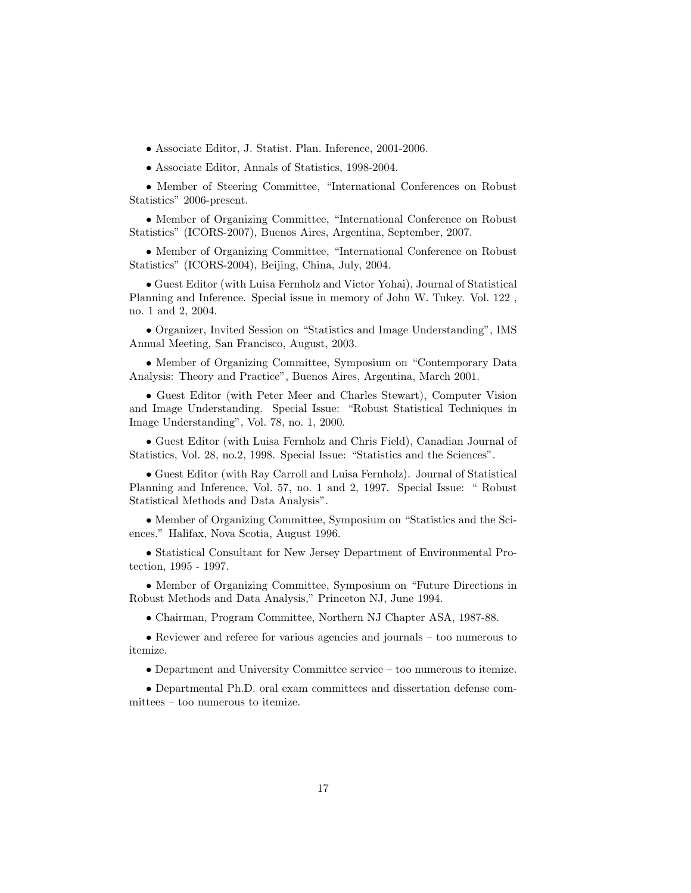- Associate Editor, J. Statist. Plan. Inference, 2001-2006.

- Associate Editor, Annals of Statistics, 1998-2004.

- Member of Steering Committee, "International Conferences on Robust Statistics" 2006-present.

- Member of Organizing Committee, "International Conference on Robust Statistics" (ICORS-2007), Buenos Aires, Argentina, September, 2007.

- Member of Organizing Committee, "International Conference on Robust Statistics" (ICORS-2004), Beijing, China, July, 2004.

- Guest Editor (with Luisa Fernholz and Victor Yohai), Journal of Statistical Planning and Inference. Special issue in memory of John W. Tukey. Vol. 122 , no. 1 and 2, 2004.

- Organizer, Invited Session on "Statistics and Image Understanding", IMS Annual Meeting, San Francisco, August, 2003.

- Member of Organizing Committee, Symposium on "Contemporary Data Analysis: Theory and Practice", Buenos Aires, Argentina, March 2001.

- Guest Editor (with Peter Meer and Charles Stewart), Computer Vision and Image Understanding. Special Issue: "Robust Statistical Techniques in Image Understanding", Vol. 78, no. 1, 2000.

- Guest Editor (with Luisa Fernholz and Chris Field), Canadian Journal of Statistics, Vol. 28, no.2, 1998. Special Issue: "Statistics and the Sciences".

- Guest Editor (with Ray Carroll and Luisa Fernholz). Journal of Statistical Planning and Inference, Vol. 57, no. 1 and 2, 1997. Special Issue: " Robust Statistical Methods and Data Analysis".

- Member of Organizing Committee, Symposium on "Statistics and the Sciences." Halifax, Nova Scotia, August 1996.

- Statistical Consultant for New Jersey Department of Environmental Protection, 1995 - 1997.

- Member of Organizing Committee, Symposium on "Future Directions in Robust Methods and Data Analysis," Princeton NJ, June 1994.

- Chairman, Program Committee, Northern NJ Chapter ASA, 1987-88.

- Reviewer and referee for various agencies and journals – too numerous to itemize.

- Department and University Committee service – too numerous to itemize.

- Departmental Ph.D. oral exam committees and dissertation defense committees – too numerous to itemize.